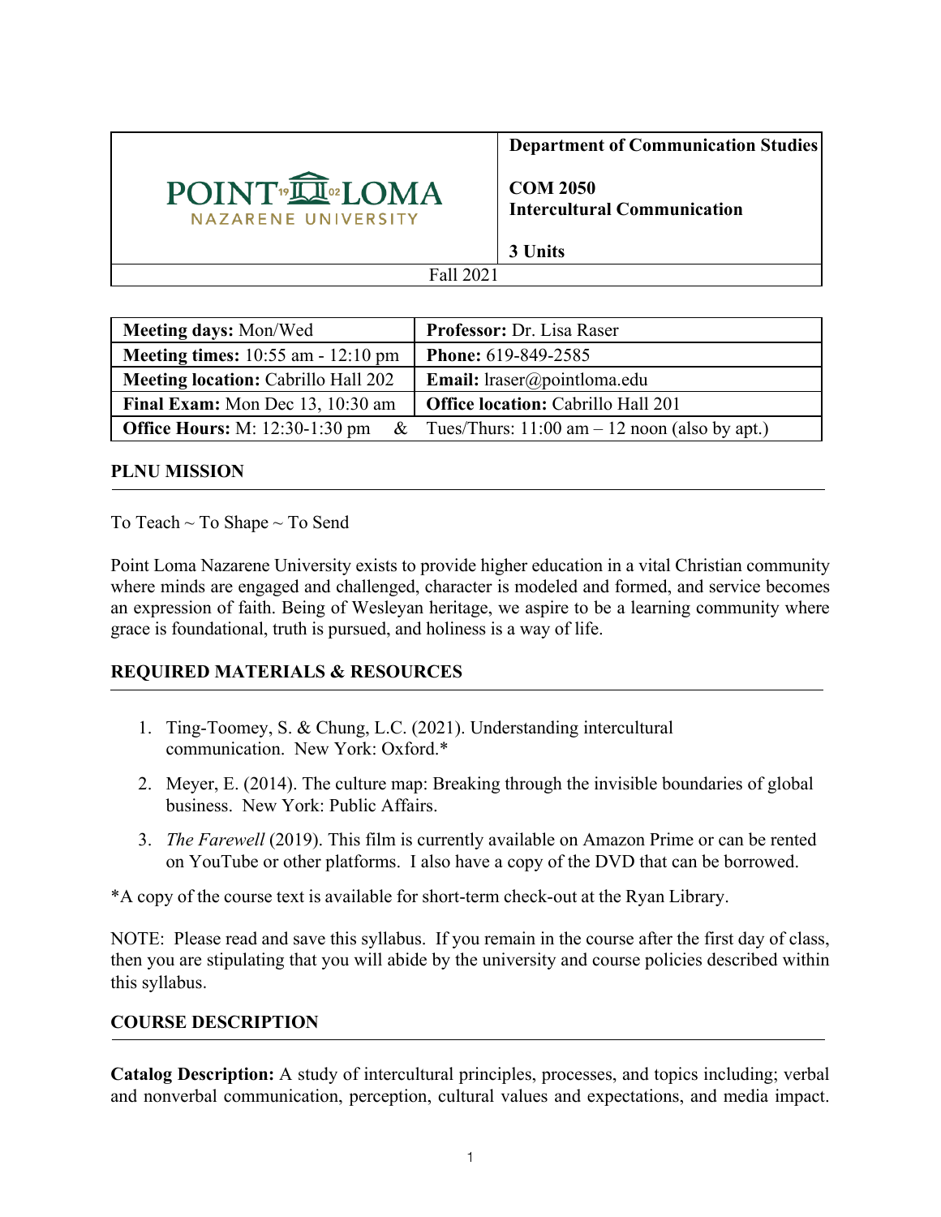| POINT LOMA NAZARENE UNIVERSITY | **Department of Communication Studies**<br><br>**COM 2050**<br>**Intercultural Communication**<br><br>**3 Units** |
|---|---|
| Fall 2021 | |

| **Meeting days:** Mon/Wed | **Professor:** Dr. Lisa Raser |
|---|---|
| **Meeting times:** 10:55 am - 12:10 pm | **Phone:** 619-849-2585 |
| **Meeting location:** Cabrillo Hall 202 | **Email:** lraser@pointloma.edu |
| **Final Exam:** Mon Dec 13, 10:30 am | **Office location:** Cabrillo Hall 201 |
| **Office Hours:** M: 12:30-1:30 pm & | Tues/Thurs: 11:00 am – 12 noon (also by apt.) |

## PLNU MISSION

To Teach ~ To Shape ~ To Send

Point Loma Nazarene University exists to provide higher education in a vital Christian community where minds are engaged and challenged, character is modeled and formed, and service becomes an expression of faith. Being of Wesleyan heritage, we aspire to be a learning community where grace is foundational, truth is pursued, and holiness is a way of life.

## REQUIRED MATERIALS & RESOURCES

1. Ting-Toomey, S. & Chung, L.C. (2021). Understanding intercultural communication. New York: Oxford.*
2. Meyer, E. (2014). The culture map: Breaking through the invisible boundaries of global business. New York: Public Affairs.
3. *The Farewell* (2019). This film is currently available on Amazon Prime or can be rented on YouTube or other platforms. I also have a copy of the DVD that can be borrowed.

*A copy of the course text is available for short-term check-out at the Ryan Library.

NOTE: Please read and save this syllabus. If you remain in the course after the first day of class, then you are stipulating that you will abide by the university and course policies described within this syllabus.

## COURSE DESCRIPTION

**Catalog Description:** A study of intercultural principles, processes, and topics including; verbal and nonverbal communication, perception, cultural values and expectations, and media impact.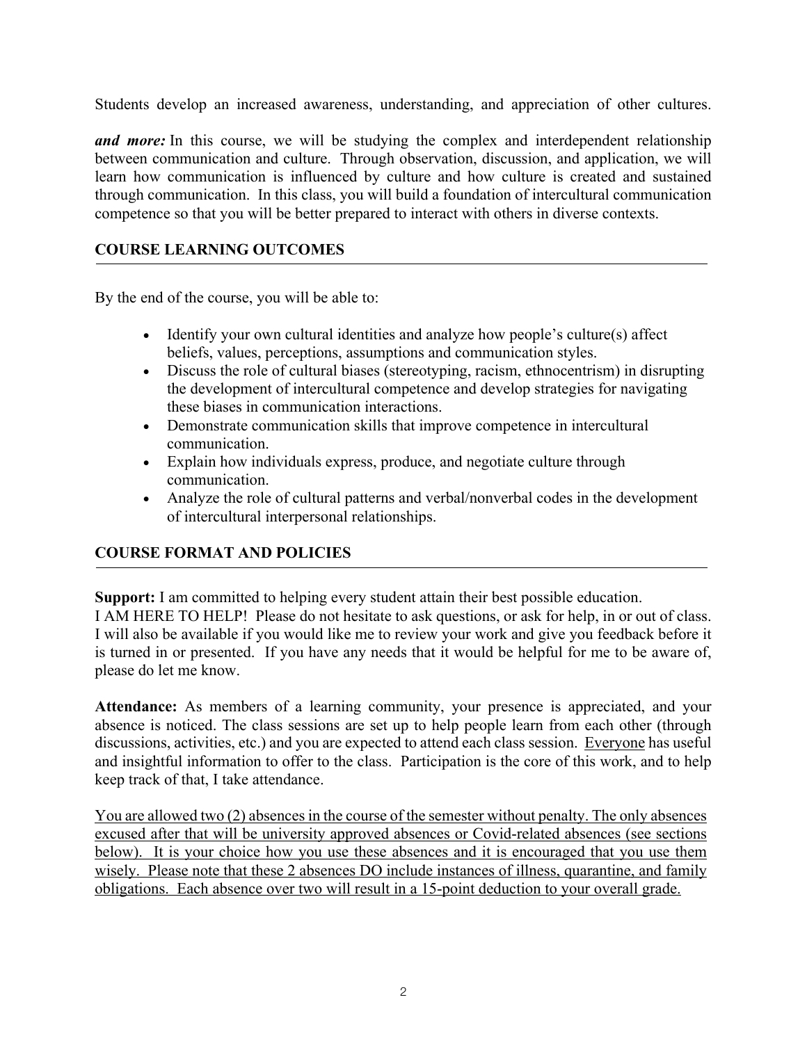Students develop an increased awareness, understanding, and appreciation of other cultures.

***and more:*** In this course, we will be studying the complex and interdependent relationship between communication and culture. Through observation, discussion, and application, we will learn how communication is influenced by culture and how culture is created and sustained through communication. In this class, you will build a foundation of intercultural communication competence so that you will be better prepared to interact with others in diverse contexts.

## COURSE LEARNING OUTCOMES

By the end of the course, you will be able to:

- Identify your own cultural identities and analyze how people's culture(s) affect beliefs, values, perceptions, assumptions and communication styles.
- Discuss the role of cultural biases (stereotyping, racism, ethnocentrism) in disrupting the development of intercultural competence and develop strategies for navigating these biases in communication interactions.
- Demonstrate communication skills that improve competence in intercultural communication.
- Explain how individuals express, produce, and negotiate culture through communication.
- Analyze the role of cultural patterns and verbal/nonverbal codes in the development of intercultural interpersonal relationships.

## COURSE FORMAT AND POLICIES

**Support:** I am committed to helping every student attain their best possible education.
I AM HERE TO HELP! Please do not hesitate to ask questions, or ask for help, in or out of class. I will also be available if you would like me to review your work and give you feedback before it is turned in or presented. If you have any needs that it would be helpful for me to be aware of, please do let me know.

**Attendance:** As members of a learning community, your presence is appreciated, and your absence is noticed. The class sessions are set up to help people learn from each other (through discussions, activities, etc.) and you are expected to attend each class session. <u>Everyone</u> has useful and insightful information to offer to the class. Participation is the core of this work, and to help keep track of that, I take attendance.

<u>You are allowed two (2) absences in the course of the semester without penalty. The only absences excused after that will be university approved absences or Covid-related absences (see sections below). It is your choice how you use these absences and it is encouraged that you use them wisely. Please note that these 2 absences DO include instances of illness, quarantine, and family obligations. Each absence over two will result in a 15-point deduction to your overall grade.</u>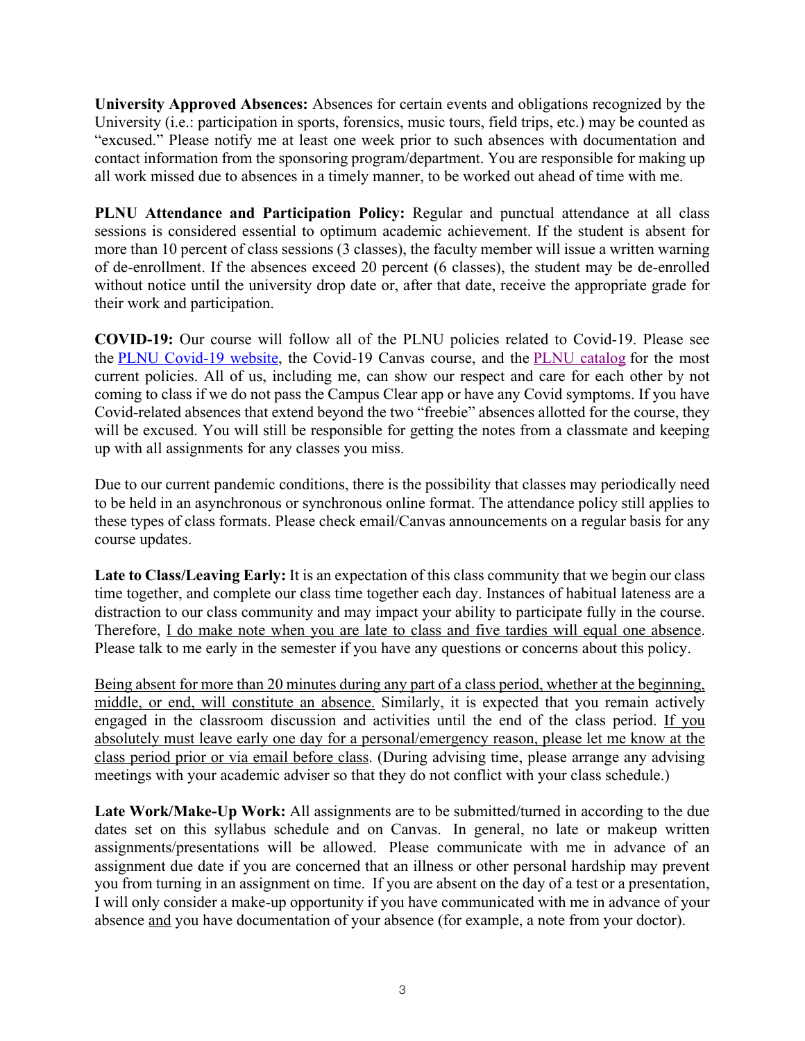**University Approved Absences:** Absences for certain events and obligations recognized by the University (i.e.: participation in sports, forensics, music tours, field trips, etc.) may be counted as "excused." Please notify me at least one week prior to such absences with documentation and contact information from the sponsoring program/department. You are responsible for making up all work missed due to absences in a timely manner, to be worked out ahead of time with me.

**PLNU Attendance and Participation Policy:** Regular and punctual attendance at all class sessions is considered essential to optimum academic achievement. If the student is absent for more than 10 percent of class sessions (3 classes), the faculty member will issue a written warning of de-enrollment. If the absences exceed 20 percent (6 classes), the student may be de-enrolled without notice until the university drop date or, after that date, receive the appropriate grade for their work and participation.

**COVID-19:** Our course will follow all of the PLNU policies related to Covid-19. Please see the PLNU Covid-19 website, the Covid-19 Canvas course, and the PLNU catalog for the most current policies. All of us, including me, can show our respect and care for each other by not coming to class if we do not pass the Campus Clear app or have any Covid symptoms. If you have Covid-related absences that extend beyond the two "freebie" absences allotted for the course, they will be excused. You will still be responsible for getting the notes from a classmate and keeping up with all assignments for any classes you miss.

Due to our current pandemic conditions, there is the possibility that classes may periodically need to be held in an asynchronous or synchronous online format. The attendance policy still applies to these types of class formats. Please check email/Canvas announcements on a regular basis for any course updates.

**Late to Class/Leaving Early:** It is an expectation of this class community that we begin our class time together, and complete our class time together each day. Instances of habitual lateness are a distraction to our class community and may impact your ability to participate fully in the course. Therefore, <u>I do make note when you are late to class and five tardies will equal one absence</u>. Please talk to me early in the semester if you have any questions or concerns about this policy.

<u>Being absent for more than 20 minutes during any part of a class period, whether at the beginning, middle, or end, will constitute an absence.</u> Similarly, it is expected that you remain actively engaged in the classroom discussion and activities until the end of the class period. <u>If you absolutely must leave early one day for a personal/emergency reason, please let me know at the class period prior or via email before class</u>. (During advising time, please arrange any advising meetings with your academic adviser so that they do not conflict with your class schedule.)

**Late Work/Make-Up Work:** All assignments are to be submitted/turned in according to the due dates set on this syllabus schedule and on Canvas. In general, no late or makeup written assignments/presentations will be allowed. Please communicate with me in advance of an assignment due date if you are concerned that an illness or other personal hardship may prevent you from turning in an assignment on time. If you are absent on the day of a test or a presentation, I will only consider a make-up opportunity if you have communicated with me in advance of your absence <u>and</u> you have documentation of your absence (for example, a note from your doctor).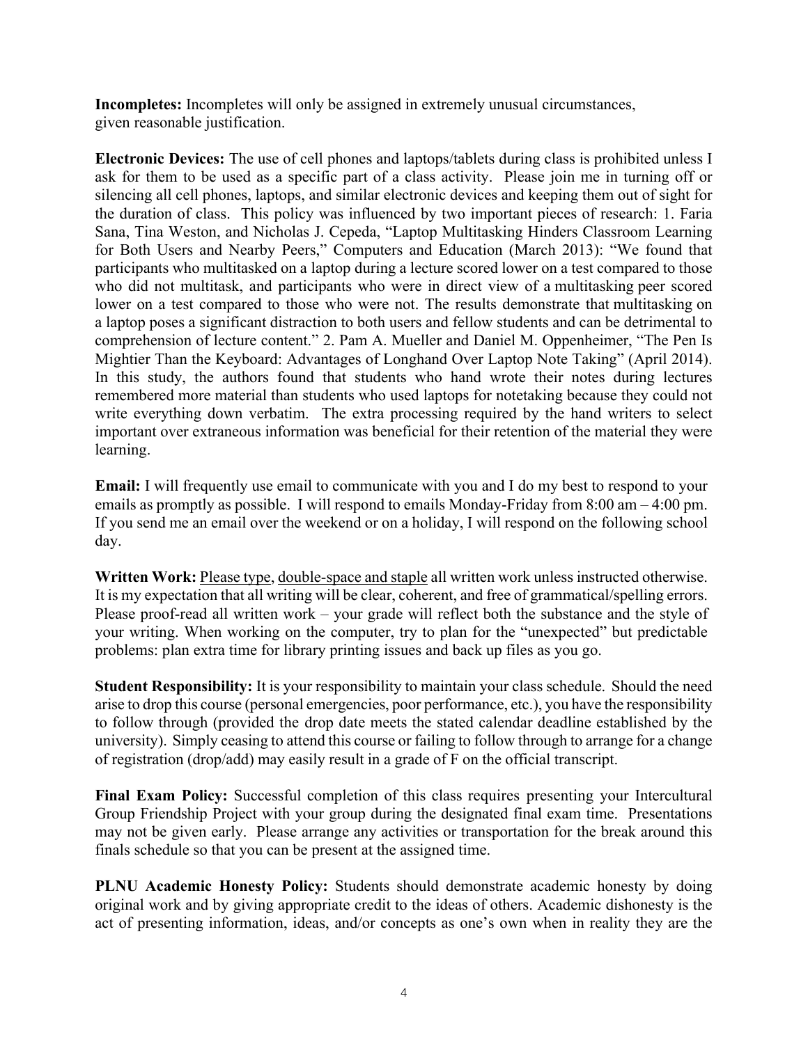**Incompletes:** Incompletes will only be assigned in extremely unusual circumstances, given reasonable justification.

**Electronic Devices:** The use of cell phones and laptops/tablets during class is prohibited unless I ask for them to be used as a specific part of a class activity. Please join me in turning off or silencing all cell phones, laptops, and similar electronic devices and keeping them out of sight for the duration of class. This policy was influenced by two important pieces of research: 1. Faria Sana, Tina Weston, and Nicholas J. Cepeda, "Laptop Multitasking Hinders Classroom Learning for Both Users and Nearby Peers," Computers and Education (March 2013): "We found that participants who multitasked on a laptop during a lecture scored lower on a test compared to those who did not multitask, and participants who were in direct view of a multitasking peer scored lower on a test compared to those who were not. The results demonstrate that multitasking on a laptop poses a significant distraction to both users and fellow students and can be detrimental to comprehension of lecture content." 2. Pam A. Mueller and Daniel M. Oppenheimer, "The Pen Is Mightier Than the Keyboard: Advantages of Longhand Over Laptop Note Taking" (April 2014). In this study, the authors found that students who hand wrote their notes during lectures remembered more material than students who used laptops for notetaking because they could not write everything down verbatim. The extra processing required by the hand writers to select important over extraneous information was beneficial for their retention of the material they were learning.

**Email:** I will frequently use email to communicate with you and I do my best to respond to your emails as promptly as possible. I will respond to emails Monday-Friday from 8:00 am – 4:00 pm. If you send me an email over the weekend or on a holiday, I will respond on the following school day.

**Written Work:** <u>Please type</u>, <u>double-space and staple</u> all written work unless instructed otherwise. It is my expectation that all writing will be clear, coherent, and free of grammatical/spelling errors. Please proof-read all written work – your grade will reflect both the substance and the style of your writing. When working on the computer, try to plan for the "unexpected" but predictable problems: plan extra time for library printing issues and back up files as you go.

**Student Responsibility:** It is your responsibility to maintain your class schedule. Should the need arise to drop this course (personal emergencies, poor performance, etc.), you have the responsibility to follow through (provided the drop date meets the stated calendar deadline established by the university). Simply ceasing to attend this course or failing to follow through to arrange for a change of registration (drop/add) may easily result in a grade of F on the official transcript.

**Final Exam Policy:** Successful completion of this class requires presenting your Intercultural Group Friendship Project with your group during the designated final exam time. Presentations may not be given early. Please arrange any activities or transportation for the break around this finals schedule so that you can be present at the assigned time.

**PLNU Academic Honesty Policy:** Students should demonstrate academic honesty by doing original work and by giving appropriate credit to the ideas of others. Academic dishonesty is the act of presenting information, ideas, and/or concepts as one's own when in reality they are the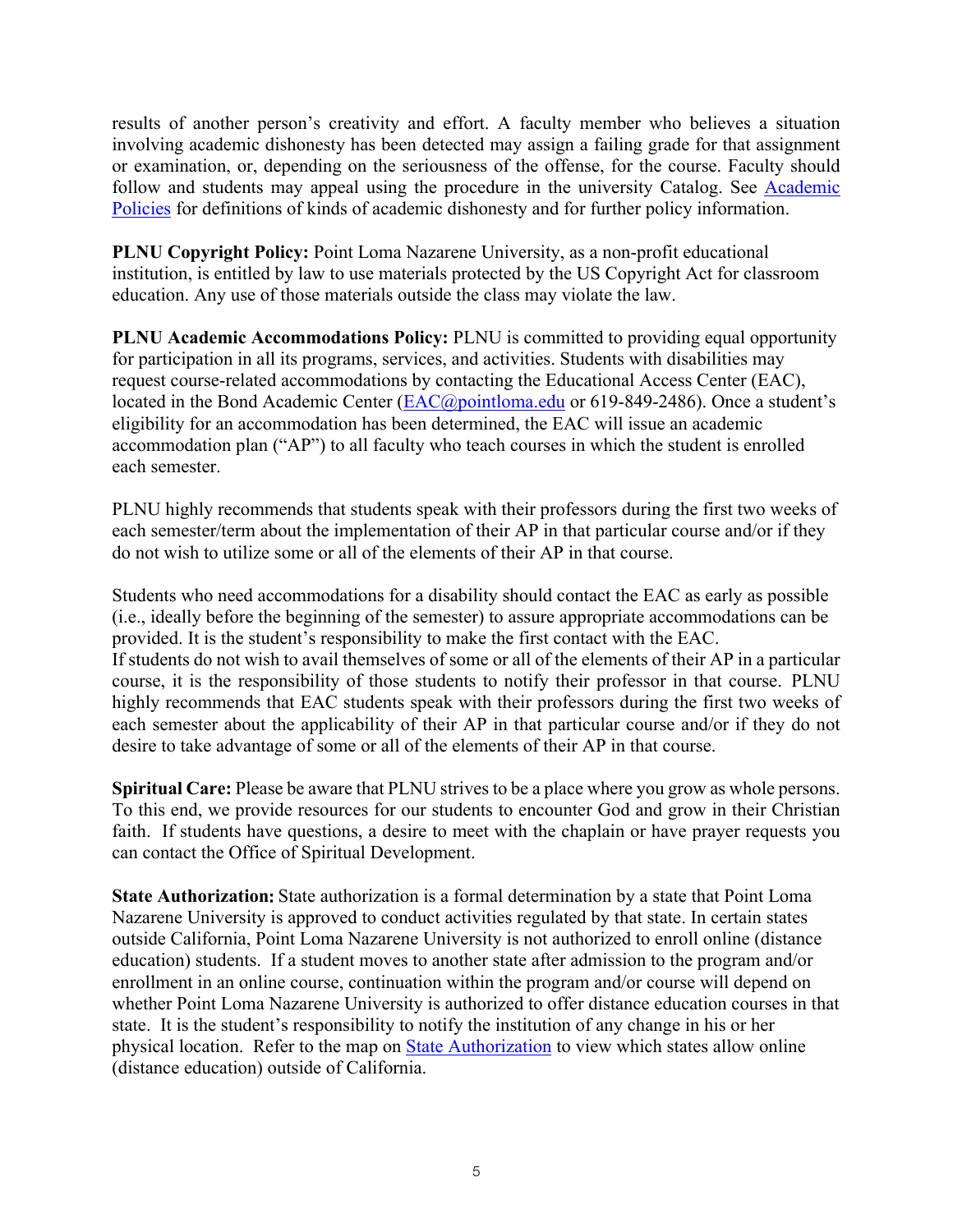results of another person's creativity and effort. A faculty member who believes a situation involving academic dishonesty has been detected may assign a failing grade for that assignment or examination, or, depending on the seriousness of the offense, for the course. Faculty should follow and students may appeal using the procedure in the university Catalog. See [Academic Policies](#) for definitions of kinds of academic dishonesty and for further policy information.

**PLNU Copyright Policy:** Point Loma Nazarene University, as a non-profit educational institution, is entitled by law to use materials protected by the US Copyright Act for classroom education. Any use of those materials outside the class may violate the law.

**PLNU Academic Accommodations Policy:** PLNU is committed to providing equal opportunity for participation in all its programs, services, and activities. Students with disabilities may request course-related accommodations by contacting the Educational Access Center (EAC), located in the Bond Academic Center (EAC@pointloma.edu or 619-849-2486). Once a student's eligibility for an accommodation has been determined, the EAC will issue an academic accommodation plan ("AP") to all faculty who teach courses in which the student is enrolled each semester.

PLNU highly recommends that students speak with their professors during the first two weeks of each semester/term about the implementation of their AP in that particular course and/or if they do not wish to utilize some or all of the elements of their AP in that course.

Students who need accommodations for a disability should contact the EAC as early as possible (i.e., ideally before the beginning of the semester) to assure appropriate accommodations can be provided. It is the student's responsibility to make the first contact with the EAC.
If students do not wish to avail themselves of some or all of the elements of their AP in a particular course, it is the responsibility of those students to notify their professor in that course. PLNU highly recommends that EAC students speak with their professors during the first two weeks of each semester about the applicability of their AP in that particular course and/or if they do not desire to take advantage of some or all of the elements of their AP in that course.

**Spiritual Care:** Please be aware that PLNU strives to be a place where you grow as whole persons. To this end, we provide resources for our students to encounter God and grow in their Christian faith. If students have questions, a desire to meet with the chaplain or have prayer requests you can contact the Office of Spiritual Development.

**State Authorization:** State authorization is a formal determination by a state that Point Loma Nazarene University is approved to conduct activities regulated by that state. In certain states outside California, Point Loma Nazarene University is not authorized to enroll online (distance education) students. If a student moves to another state after admission to the program and/or enrollment in an online course, continuation within the program and/or course will depend on whether Point Loma Nazarene University is authorized to offer distance education courses in that state. It is the student's responsibility to notify the institution of any change in his or her physical location. Refer to the map on [State Authorization](#) to view which states allow online (distance education) outside of California.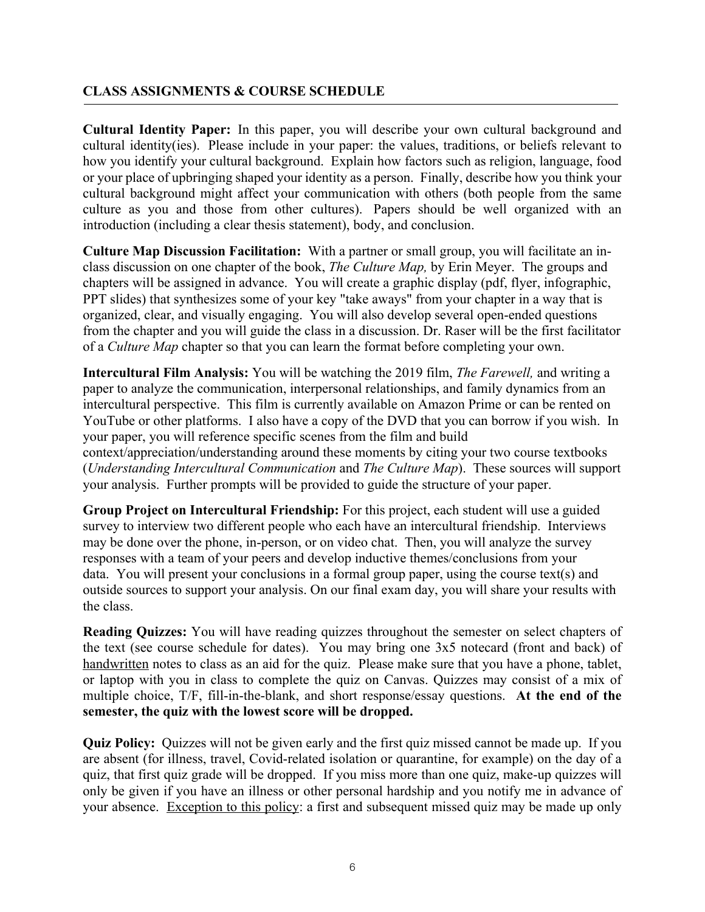## CLASS ASSIGNMENTS & COURSE SCHEDULE

**Cultural Identity Paper:** In this paper, you will describe your own cultural background and cultural identity(ies). Please include in your paper: the values, traditions, or beliefs relevant to how you identify your cultural background. Explain how factors such as religion, language, food or your place of upbringing shaped your identity as a person. Finally, describe how you think your cultural background might affect your communication with others (both people from the same culture as you and those from other cultures). Papers should be well organized with an introduction (including a clear thesis statement), body, and conclusion.

**Culture Map Discussion Facilitation:** With a partner or small group, you will facilitate an in-class discussion on one chapter of the book, *The Culture Map,* by Erin Meyer. The groups and chapters will be assigned in advance. You will create a graphic display (pdf, flyer, infographic, PPT slides) that synthesizes some of your key "take aways" from your chapter in a way that is organized, clear, and visually engaging. You will also develop several open-ended questions from the chapter and you will guide the class in a discussion. Dr. Raser will be the first facilitator of a *Culture Map* chapter so that you can learn the format before completing your own.

**Intercultural Film Analysis:** You will be watching the 2019 film, *The Farewell,* and writing a paper to analyze the communication, interpersonal relationships, and family dynamics from an intercultural perspective. This film is currently available on Amazon Prime or can be rented on YouTube or other platforms. I also have a copy of the DVD that you can borrow if you wish. In your paper, you will reference specific scenes from the film and build context/appreciation/understanding around these moments by citing your two course textbooks (*Understanding Intercultural Communication* and *The Culture Map*). These sources will support your analysis. Further prompts will be provided to guide the structure of your paper.

**Group Project on Intercultural Friendship:** For this project, each student will use a guided survey to interview two different people who each have an intercultural friendship. Interviews may be done over the phone, in-person, or on video chat. Then, you will analyze the survey responses with a team of your peers and develop inductive themes/conclusions from your data. You will present your conclusions in a formal group paper, using the course text(s) and outside sources to support your analysis. On our final exam day, you will share your results with the class.

**Reading Quizzes:** You will have reading quizzes throughout the semester on select chapters of the text (see course schedule for dates). You may bring one 3x5 notecard (front and back) of <u>handwritten</u> notes to class as an aid for the quiz. Please make sure that you have a phone, tablet, or laptop with you in class to complete the quiz on Canvas. Quizzes may consist of a mix of multiple choice, T/F, fill-in-the-blank, and short response/essay questions. **At the end of the semester, the quiz with the lowest score will be dropped.**

**Quiz Policy:** Quizzes will not be given early and the first quiz missed cannot be made up. If you are absent (for illness, travel, Covid-related isolation or quarantine, for example) on the day of a quiz, that first quiz grade will be dropped. If you miss more than one quiz, make-up quizzes will only be given if you have an illness or other personal hardship and you notify me in advance of your absence. <u>Exception to this policy</u>: a first and subsequent missed quiz may be made up only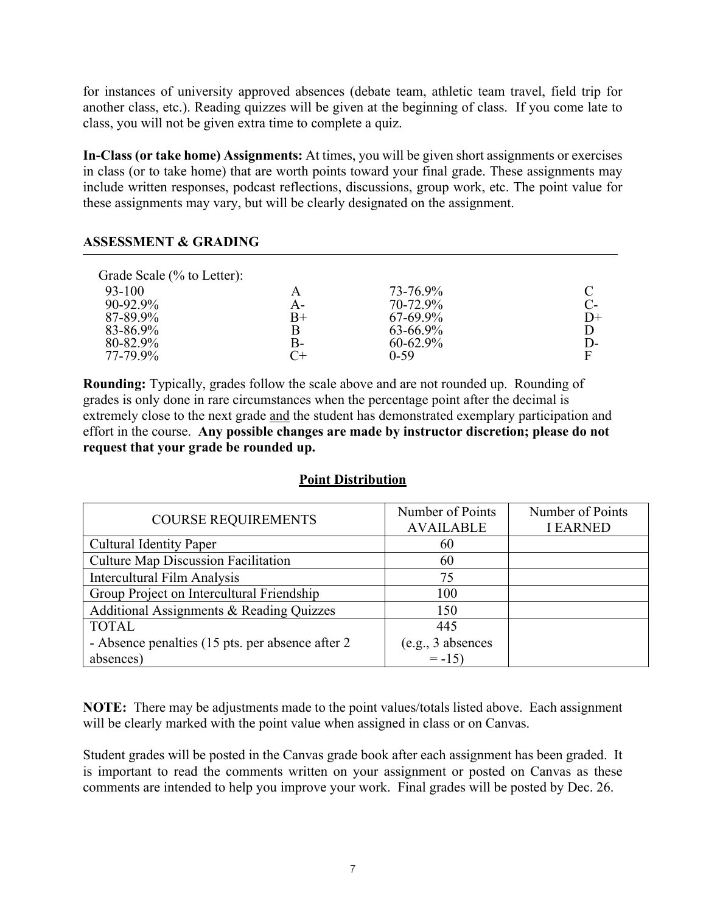for instances of university approved absences (debate team, athletic team travel, field trip for another class, etc.). Reading quizzes will be given at the beginning of class. If you come late to class, you will not be given extra time to complete a quiz.

**In-Class (or take home) Assignments:** At times, you will be given short assignments or exercises in class (or to take home) that are worth points toward your final grade. These assignments may include written responses, podcast reflections, discussions, group work, etc. The point value for these assignments may vary, but will be clearly designated on the assignment.

## ASSESSMENT & GRADING

Grade Scale (% to Letter):

| | | | |
|---|---|---|---|
| 93-100 | A | 73-76.9% | C |
| 90-92.9% | A- | 70-72.9% | C- |
| 87-89.9% | B+ | 67-69.9% | D+ |
| 83-86.9% | B | 63-66.9% | D |
| 80-82.9% | B- | 60-62.9% | D- |
| 77-79.9% | C+ | 0-59 | F |

**Rounding:** Typically, grades follow the scale above and are not rounded up. Rounding of grades is only done in rare circumstances when the percentage point after the decimal is extremely close to the next grade and the student has demonstrated exemplary participation and effort in the course. **Any possible changes are made by instructor discretion; please do not request that your grade be rounded up.**

### Point Distribution

| COURSE REQUIREMENTS | Number of Points AVAILABLE | Number of Points I EARNED |
|---|---|---|
| Cultural Identity Paper | 60 | |
| Culture Map Discussion Facilitation | 60 | |
| Intercultural Film Analysis | 75 | |
| Group Project on Intercultural Friendship | 100 | |
| Additional Assignments & Reading Quizzes | 150 | |
| TOTAL<br>- Absence penalties (15 pts. per absence after 2 absences) | 445<br>(e.g., 3 absences = -15) | |

**NOTE:** There may be adjustments made to the point values/totals listed above. Each assignment will be clearly marked with the point value when assigned in class or on Canvas.

Student grades will be posted in the Canvas grade book after each assignment has been graded. It is important to read the comments written on your assignment or posted on Canvas as these comments are intended to help you improve your work. Final grades will be posted by Dec. 26.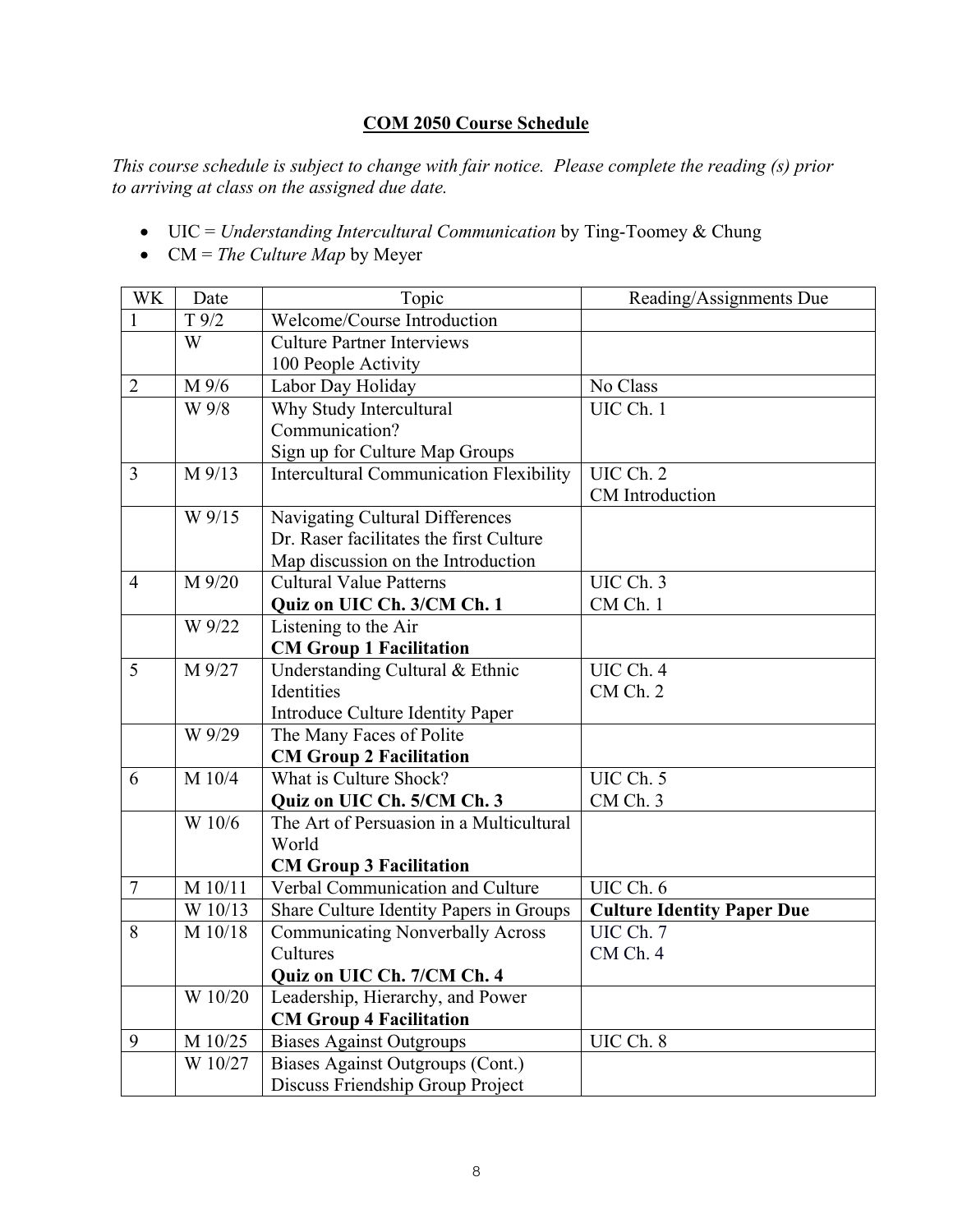## COM 2050 Course Schedule

*This course schedule is subject to change with fair notice. Please complete the reading (s) prior to arriving at class on the assigned due date.*

- UIC = *Understanding Intercultural Communication* by Ting-Toomey & Chung
- CM = *The Culture Map* by Meyer

| WK | Date | Topic | Reading/Assignments Due |
|---|---|---|---|
| 1 | T 9/2 | Welcome/Course Introduction | |
| | W | Culture Partner Interviews<br>100 People Activity | |
| 2 | M 9/6 | Labor Day Holiday | No Class |
| | W 9/8 | Why Study Intercultural Communication?<br>Sign up for Culture Map Groups | UIC Ch. 1 |
| 3 | M 9/13 | Intercultural Communication Flexibility | UIC Ch. 2<br>CM Introduction |
| | W 9/15 | Navigating Cultural Differences<br>Dr. Raser facilitates the first Culture Map discussion on the Introduction | |
| 4 | M 9/20 | Cultural Value Patterns<br>**Quiz on UIC Ch. 3/CM Ch. 1** | UIC Ch. 3<br>CM Ch. 1 |
| | W 9/22 | Listening to the Air<br>**CM Group 1 Facilitation** | |
| 5 | M 9/27 | Understanding Cultural & Ethnic Identities<br>Introduce Culture Identity Paper | UIC Ch. 4<br>CM Ch. 2 |
| | W 9/29 | The Many Faces of Polite<br>**CM Group 2 Facilitation** | |
| 6 | M 10/4 | What is Culture Shock?<br>**Quiz on UIC Ch. 5/CM Ch. 3** | UIC Ch. 5<br>CM Ch. 3 |
| | W 10/6 | The Art of Persuasion in a Multicultural World<br>**CM Group 3 Facilitation** | |
| 7 | M 10/11 | Verbal Communication and Culture | UIC Ch. 6 |
| | W 10/13 | Share Culture Identity Papers in Groups | **Culture Identity Paper Due** |
| 8 | M 10/18 | Communicating Nonverbally Across Cultures<br>**Quiz on UIC Ch. 7/CM Ch. 4** | UIC Ch. 7<br>CM Ch. 4 |
| | W 10/20 | Leadership, Hierarchy, and Power<br>**CM Group 4 Facilitation** | |
| 9 | M 10/25 | Biases Against Outgroups | UIC Ch. 8 |
| | W 10/27 | Biases Against Outgroups (Cont.)<br>Discuss Friendship Group Project | |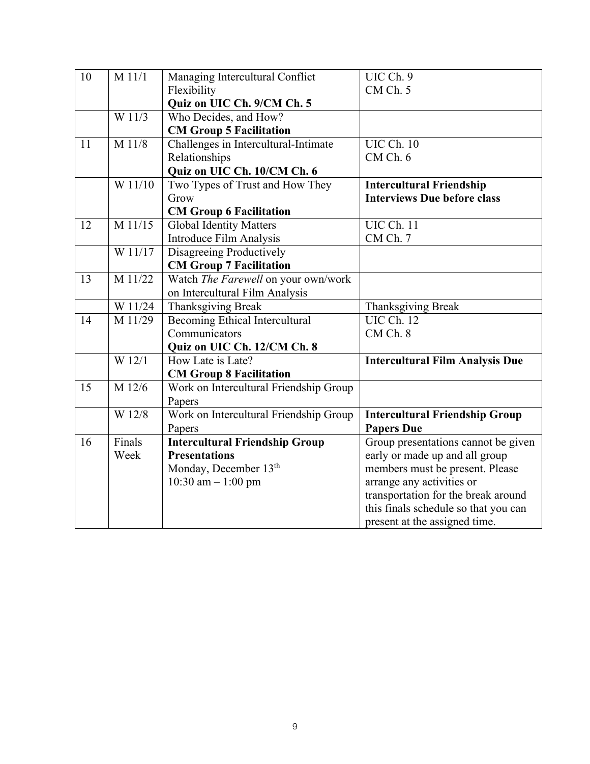| | | | |
|---|---|---|---|
| 10 | M 11/1 | Managing Intercultural Conflict Flexibility **Quiz on UIC Ch. 9/CM Ch. 5** | UIC Ch. 9 CM Ch. 5 |
| | W 11/3 | Who Decides, and How? **CM Group 5 Facilitation** | |
| 11 | M 11/8 | Challenges in Intercultural-Intimate Relationships **Quiz on UIC Ch. 10/CM Ch. 6** | UIC Ch. 10 CM Ch. 6 |
| | W 11/10 | Two Types of Trust and How They Grow **CM Group 6 Facilitation** | **Intercultural Friendship Interviews Due before class** |
| 12 | M 11/15 | Global Identity Matters Introduce Film Analysis | UIC Ch. 11 CM Ch. 7 |
| | W 11/17 | Disagreeing Productively **CM Group 7 Facilitation** | |
| 13 | M 11/22 | Watch *The Farewell* on your own/work on Intercultural Film Analysis | |
| | W 11/24 | Thanksgiving Break | Thanksgiving Break |
| 14 | M 11/29 | Becoming Ethical Intercultural Communicators **Quiz on UIC Ch. 12/CM Ch. 8** | UIC Ch. 12 CM Ch. 8 |
| | W 12/1 | How Late is Late? **CM Group 8 Facilitation** | **Intercultural Film Analysis Due** |
| 15 | M 12/6 | Work on Intercultural Friendship Group Papers | |
| | W 12/8 | Work on Intercultural Friendship Group Papers | **Intercultural Friendship Group Papers Due** |
| 16 | Finals Week | **Intercultural Friendship Group Presentations** Monday, December 13th 10:30 am – 1:00 pm | Group presentations cannot be given early or made up and all group members must be present. Please arrange any activities or transportation for the break around this finals schedule so that you can present at the assigned time. |